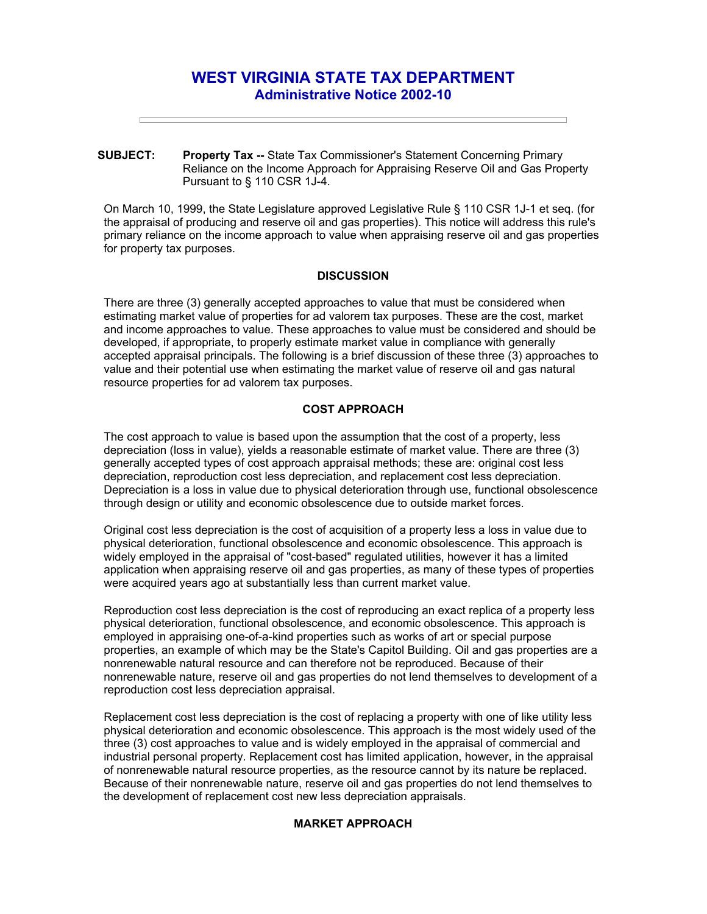# WEST VIRGINIA STATE TAX DEPARTMENT
## Administrative Notice 2002-10

---

**SUBJECT:** **Property Tax --** State Tax Commissioner's Statement Concerning Primary Reliance on the Income Approach for Appraising Reserve Oil and Gas Property Pursuant to § 110 CSR 1J-4.

On March 10, 1999, the State Legislature approved Legislative Rule § 110 CSR 1J-1 et seq. (for the appraisal of producing and reserve oil and gas properties). This notice will address this rule's primary reliance on the income approach to value when appraising reserve oil and gas properties for property tax purposes.

### DISCUSSION

There are three (3) generally accepted approaches to value that must be considered when estimating market value of properties for ad valorem tax purposes. These are the cost, market and income approaches to value. These approaches to value must be considered and should be developed, if appropriate, to properly estimate market value in compliance with generally accepted appraisal principals. The following is a brief discussion of these three (3) approaches to value and their potential use when estimating the market value of reserve oil and gas natural resource properties for ad valorem tax purposes.

### COST APPROACH

The cost approach to value is based upon the assumption that the cost of a property, less depreciation (loss in value), yields a reasonable estimate of market value. There are three (3) generally accepted types of cost approach appraisal methods; these are: original cost less depreciation, reproduction cost less depreciation, and replacement cost less depreciation. Depreciation is a loss in value due to physical deterioration through use, functional obsolescence through design or utility and economic obsolescence due to outside market forces.

Original cost less depreciation is the cost of acquisition of a property less a loss in value due to physical deterioration, functional obsolescence and economic obsolescence. This approach is widely employed in the appraisal of "cost-based" regulated utilities, however it has a limited application when appraising reserve oil and gas properties, as many of these types of properties were acquired years ago at substantially less than current market value.

Reproduction cost less depreciation is the cost of reproducing an exact replica of a property less physical deterioration, functional obsolescence, and economic obsolescence. This approach is employed in appraising one-of-a-kind properties such as works of art or special purpose properties, an example of which may be the State's Capitol Building. Oil and gas properties are a nonrenewable natural resource and can therefore not be reproduced. Because of their nonrenewable nature, reserve oil and gas properties do not lend themselves to development of a reproduction cost less depreciation appraisal.

Replacement cost less depreciation is the cost of replacing a property with one of like utility less physical deterioration and economic obsolescence. This approach is the most widely used of the three (3) cost approaches to value and is widely employed in the appraisal of commercial and industrial personal property. Replacement cost has limited application, however, in the appraisal of nonrenewable natural resource properties, as the resource cannot by its nature be replaced. Because of their nonrenewable nature, reserve oil and gas properties do not lend themselves to the development of replacement cost new less depreciation appraisals.

### MARKET APPROACH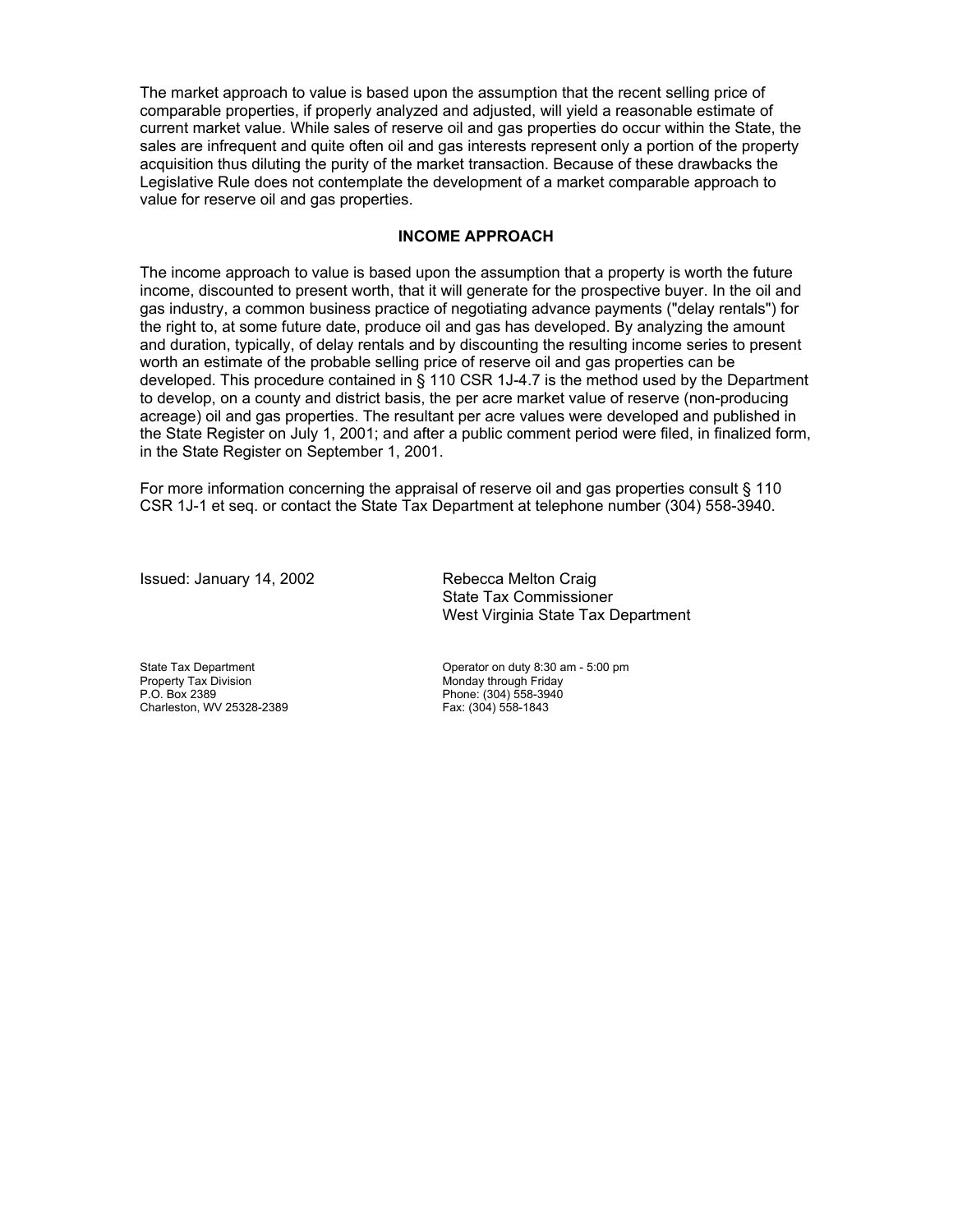The market approach to value is based upon the assumption that the recent selling price of comparable properties, if properly analyzed and adjusted, will yield a reasonable estimate of current market value. While sales of reserve oil and gas properties do occur within the State, the sales are infrequent and quite often oil and gas interests represent only a portion of the property acquisition thus diluting the purity of the market transaction. Because of these drawbacks the Legislative Rule does not contemplate the development of a market comparable approach to value for reserve oil and gas properties.

## INCOME APPROACH

The income approach to value is based upon the assumption that a property is worth the future income, discounted to present worth, that it will generate for the prospective buyer. In the oil and gas industry, a common business practice of negotiating advance payments ("delay rentals") for the right to, at some future date, produce oil and gas has developed. By analyzing the amount and duration, typically, of delay rentals and by discounting the resulting income series to present worth an estimate of the probable selling price of reserve oil and gas properties can be developed. This procedure contained in § 110 CSR 1J-4.7 is the method used by the Department to develop, on a county and district basis, the per acre market value of reserve (non-producing acreage) oil and gas properties. The resultant per acre values were developed and published in the State Register on July 1, 2001; and after a public comment period were filed, in finalized form, in the State Register on September 1, 2001.

For more information concerning the appraisal of reserve oil and gas properties consult § 110 CSR 1J-1 et seq. or contact the State Tax Department at telephone number (304) 558-3940.

Issued: January 14, 2002

Rebecca Melton Craig
State Tax Commissioner
West Virginia State Tax Department

State Tax Department
Property Tax Division
P.O. Box 2389
Charleston, WV 25328-2389

Operator on duty 8:30 am - 5:00 pm
Monday through Friday
Phone: (304) 558-3940
Fax: (304) 558-1843